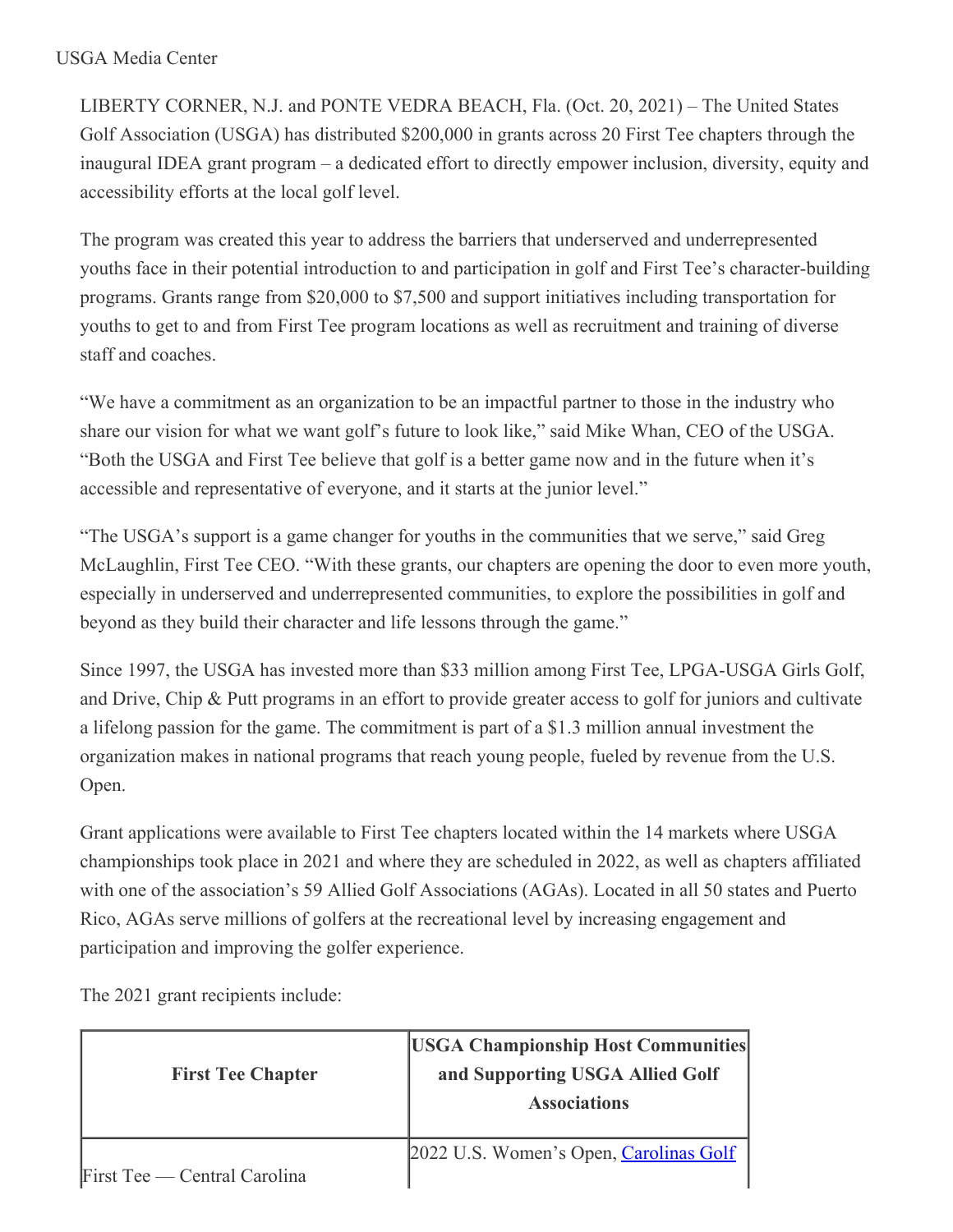USGA Media Center

LIBERTY CORNER, N.J. and PONTE VEDRA BEACH, Fla. (Oct. 20, 2021) – The United States Golf Association (USGA) has distributed $200,000 in grants across 20 First Tee chapters through the inaugural IDEA grant program – a dedicated effort to directly empower inclusion, diversity, equity and accessibility efforts at the local golf level.

The program was created this year to address the barriers that underserved and underrepresented youths face in their potential introduction to and participation in golf and First Tee's character-building programs. Grants range from $20,000 to $7,500 and support initiatives including transportation for youths to get to and from First Tee program locations as well as recruitment and training of diverse staff and coaches.

"We have a commitment as an organization to be an impactful partner to those in the industry who share our vision for what we want golf's future to look like," said Mike Whan, CEO of the USGA. "Both the USGA and First Tee believe that golf is a better game now and in the future when it's accessible and representative of everyone, and it starts at the junior level."

"The USGA's support is a game changer for youths in the communities that we serve," said Greg McLaughlin, First Tee CEO. "With these grants, our chapters are opening the door to even more youth, especially in underserved and underrepresented communities, to explore the possibilities in golf and beyond as they build their character and life lessons through the game."

Since 1997, the USGA has invested more than $33 million among First Tee, LPGA-USGA Girls Golf, and Drive, Chip & Putt programs in an effort to provide greater access to golf for juniors and cultivate a lifelong passion for the game. The commitment is part of a $1.3 million annual investment the organization makes in national programs that reach young people, fueled by revenue from the U.S. Open.

Grant applications were available to First Tee chapters located within the 14 markets where USGA championships took place in 2021 and where they are scheduled in 2022, as well as chapters affiliated with one of the association's 59 Allied Golf Associations (AGAs). Located in all 50 states and Puerto Rico, AGAs serve millions of golfers at the recreational level by increasing engagement and participation and improving the golfer experience.

The 2021 grant recipients include:

| First Tee Chapter | USGA Championship Host Communities and Supporting USGA Allied Golf Associations |
| --- | --- |
| First Tee — Central Carolina | 2022 U.S. Women's Open, Carolinas Golf |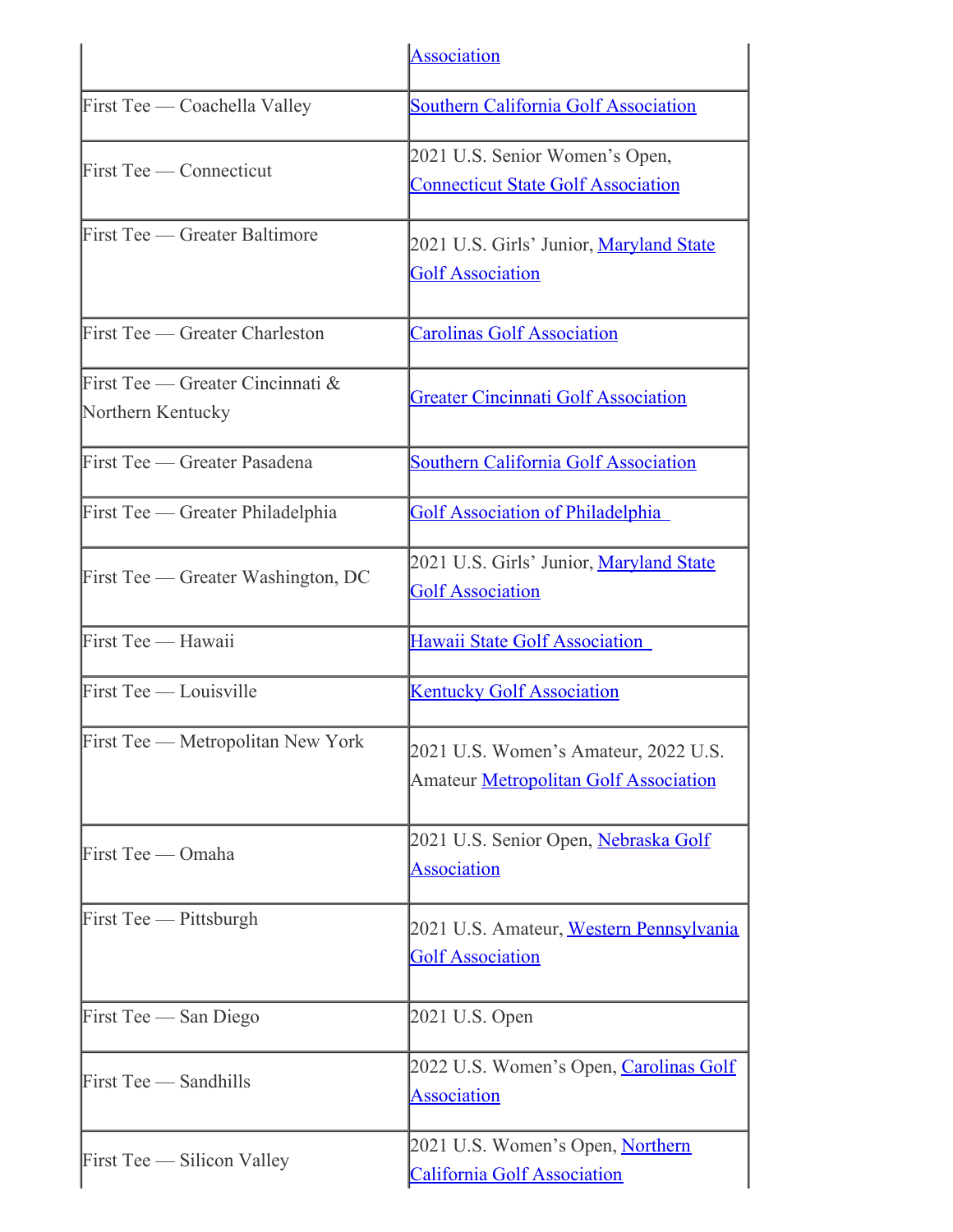| | Association |
|---|---|
| First Tee — Coachella Valley | Southern California Golf Association |
| First Tee — Connecticut | 2021 U.S. Senior Women's Open, Connecticut State Golf Association |
| First Tee — Greater Baltimore | 2021 U.S. Girls' Junior, Maryland State Golf Association |
| First Tee — Greater Charleston | Carolinas Golf Association |
| First Tee — Greater Cincinnati & Northern Kentucky | Greater Cincinnati Golf Association |
| First Tee — Greater Pasadena | Southern California Golf Association |
| First Tee — Greater Philadelphia | Golf Association of Philadelphia |
| First Tee — Greater Washington, DC | 2021 U.S. Girls' Junior, Maryland State Golf Association |
| First Tee — Hawaii | Hawaii State Golf Association |
| First Tee — Louisville | Kentucky Golf Association |
| First Tee — Metropolitan New York | 2021 U.S. Women's Amateur, 2022 U.S. Amateur Metropolitan Golf Association |
| First Tee — Omaha | 2021 U.S. Senior Open, Nebraska Golf Association |
| First Tee — Pittsburgh | 2021 U.S. Amateur, Western Pennsylvania Golf Association |
| First Tee — San Diego | 2021 U.S. Open |
| First Tee — Sandhills | 2022 U.S. Women's Open, Carolinas Golf Association |
| First Tee — Silicon Valley | 2021 U.S. Women's Open, Northern California Golf Association |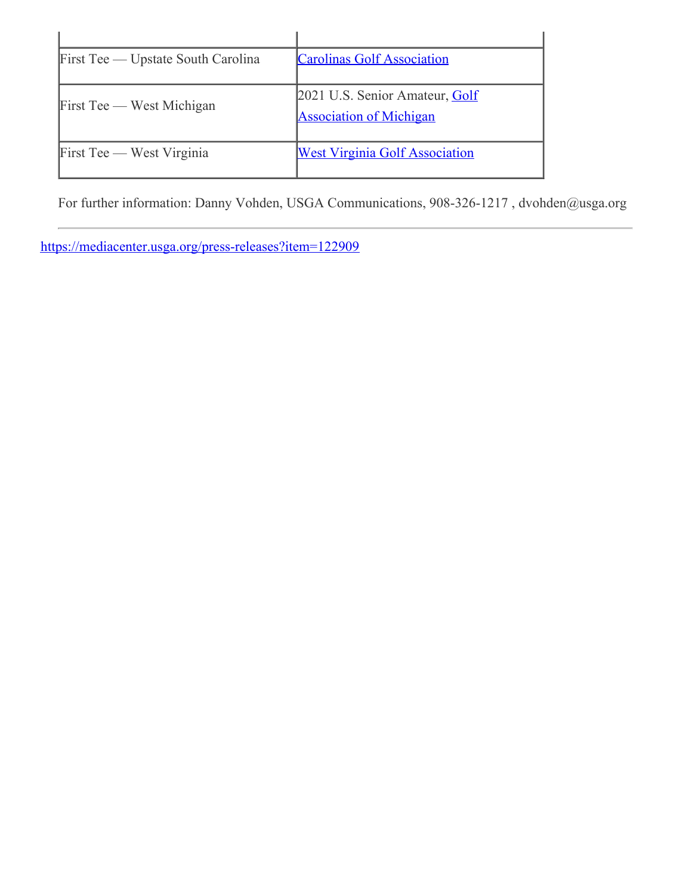| | |
|---|---|
| First Tee — Upstate South Carolina | Carolinas Golf Association |
| First Tee — West Michigan | 2021 U.S. Senior Amateur, Golf Association of Michigan |
| First Tee — West Virginia | West Virginia Golf Association |

For further information: Danny Vohden, USGA Communications, 908-326-1217 , dvohden@usga.org

---

https://mediacenter.usga.org/press-releases?item=122909